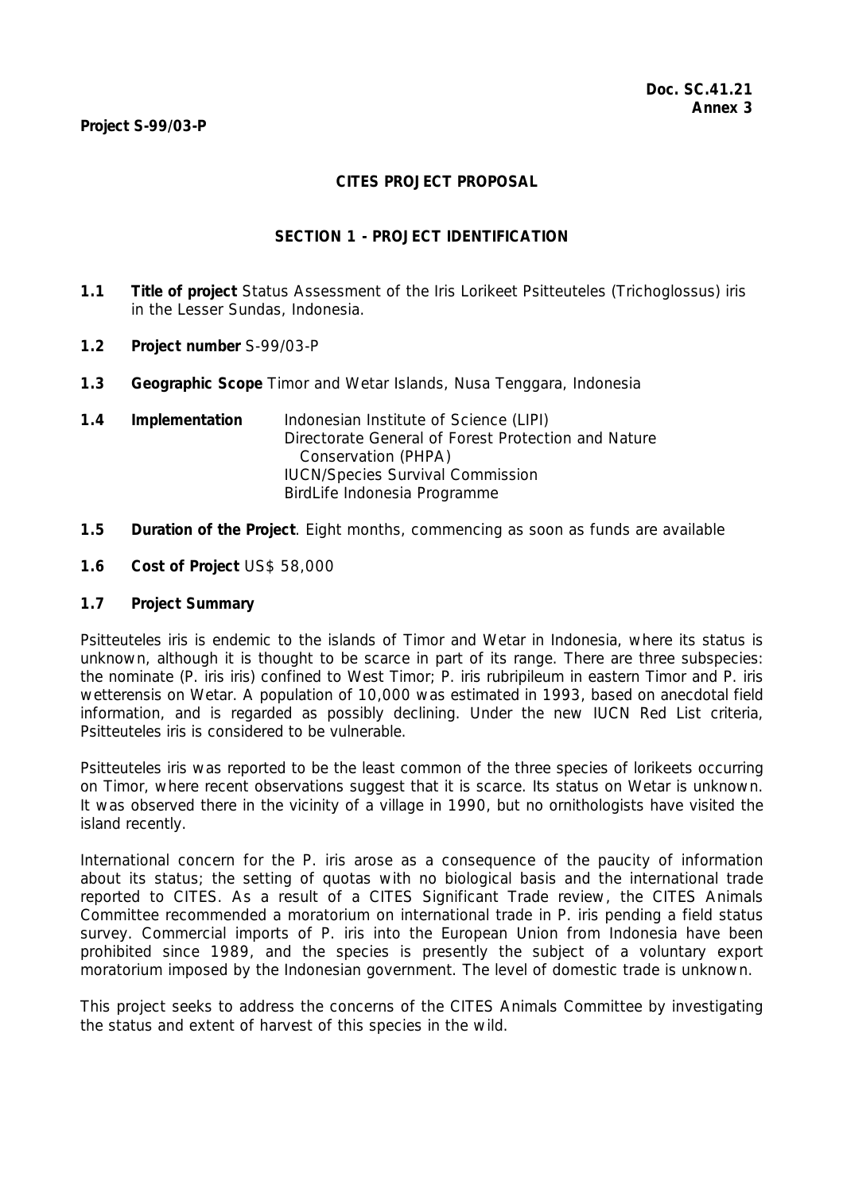**Doc. SC.41.21**
**Annex 3**

**Project S-99/03-P**

## CITES PROJECT PROPOSAL

### SECTION 1 - PROJECT IDENTIFICATION

**1.1 Title of project** Status Assessment of the Iris Lorikeet Psitteuteles (Trichoglossus) iris in the Lesser Sundas, Indonesia.

**1.2 Project number** S-99/03-P

**1.3 Geographic Scope** Timor and Wetar Islands, Nusa Tenggara, Indonesia

**1.4 Implementation** Indonesian Institute of Science (LIPI)
Directorate General of Forest Protection and Nature Conservation (PHPA)
IUCN/Species Survival Commission
BirdLife Indonesia Programme

**1.5 Duration of the Project**. Eight months, commencing as soon as funds are available

**1.6 Cost of Project** US$ 58,000

**1.7 Project Summary**

Psitteuteles iris is endemic to the islands of Timor and Wetar in Indonesia, where its status is unknown, although it is thought to be scarce in part of its range. There are three subspecies: the nominate (P. iris iris) confined to West Timor; P. iris rubripileum in eastern Timor and P. iris wetterensis on Wetar. A population of 10,000 was estimated in 1993, based on anecdotal field information, and is regarded as possibly declining. Under the new IUCN Red List criteria, Psitteuteles iris is considered to be vulnerable.

Psitteuteles iris was reported to be the least common of the three species of lorikeets occurring on Timor, where recent observations suggest that it is scarce. Its status on Wetar is unknown. It was observed there in the vicinity of a village in 1990, but no ornithologists have visited the island recently.

International concern for the P. iris arose as a consequence of the paucity of information about its status; the setting of quotas with no biological basis and the international trade reported to CITES. As a result of a CITES Significant Trade review, the CITES Animals Committee recommended a moratorium on international trade in P. iris pending a field status survey. Commercial imports of P. iris into the European Union from Indonesia have been prohibited since 1989, and the species is presently the subject of a voluntary export moratorium imposed by the Indonesian government. The level of domestic trade is unknown.

This project seeks to address the concerns of the CITES Animals Committee by investigating the status and extent of harvest of this species in the wild.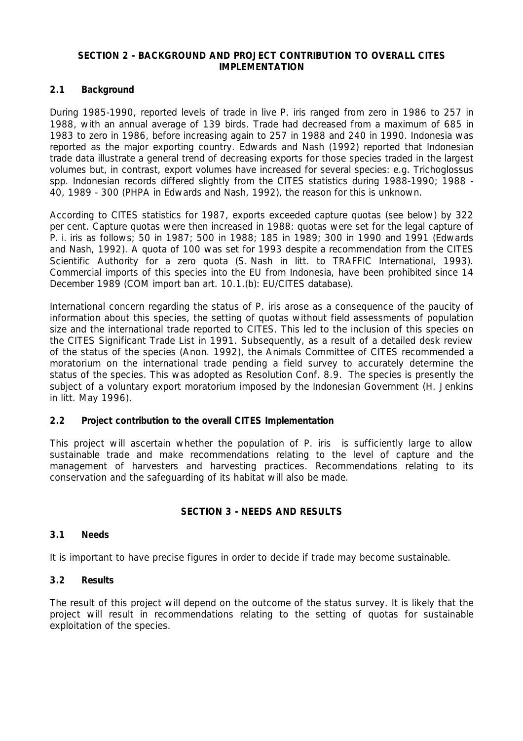## SECTION 2 - BACKGROUND AND PROJECT CONTRIBUTION TO OVERALL CITES IMPLEMENTATION

### 2.1 Background

During 1985-1990, reported levels of trade in live *P. iris* ranged from zero in 1986 to 257 in 1988, with an annual average of 139 birds. Trade had decreased from a maximum of 685 in 1983 to zero in 1986, before increasing again to 257 in 1988 and 240 in 1990. Indonesia was reported as the major exporting country. Edwards and Nash (1992) reported that Indonesian trade data illustrate a general trend of decreasing exports for those species traded in the largest volumes but, in contrast, export volumes have increased for several species: e.g. *Trichoglossus* spp. Indonesian records differed slightly from the CITES statistics during 1988-1990; 1988 - 40, 1989 - 300 (PHPA in Edwards and Nash, 1992), the reason for this is unknown.

According to CITES statistics for 1987, exports exceeded capture quotas (see below) by 322 per cent. Capture quotas were then increased in 1988: quotas were set for the legal capture of *P. i. iris* as follows; 50 in 1987; 500 in 1988; 185 in 1989; 300 in 1990 and 1991 (Edwards and Nash, 1992). A quota of 100 was set for 1993 despite a recommendation from the CITES Scientific Authority for a zero quota (S. Nash *in litt.* to TRAFFIC International, 1993). Commercial imports of this species into the EU from Indonesia, have been prohibited since 14 December 1989 (COM import ban art. 10.1.(b): EU/CITES database).

International concern regarding the status of *P. iris* arose as a consequence of the paucity of information about this species, the setting of quotas without field assessments of population size and the international trade reported to CITES. This led to the inclusion of this species on the CITES Significant Trade List in 1991. Subsequently, as a result of a detailed desk review of the status of the species (Anon. 1992), the Animals Committee of CITES recommended a moratorium on the international trade pending a field survey to accurately determine the status of the species. This was adopted as Resolution Conf. 8.9. The species is presently the subject of a voluntary export moratorium imposed by the Indonesian Government (H. Jenkins *in litt.* May 1996).

### 2.2 Project contribution to the overall CITES Implementation

This project will ascertain whether the population of *P. iris* is sufficiently large to allow sustainable trade and make recommendations relating to the level of capture and the management of harvesters and harvesting practices. Recommendations relating to its conservation and the safeguarding of its habitat will also be made.

## SECTION 3 - NEEDS AND RESULTS

### 3.1 Needs

It is important to have precise figures in order to decide if trade may become sustainable.

### 3.2 Results

The result of this project will depend on the outcome of the status survey. It is likely that the project will result in recommendations relating to the setting of quotas for sustainable exploitation of the species.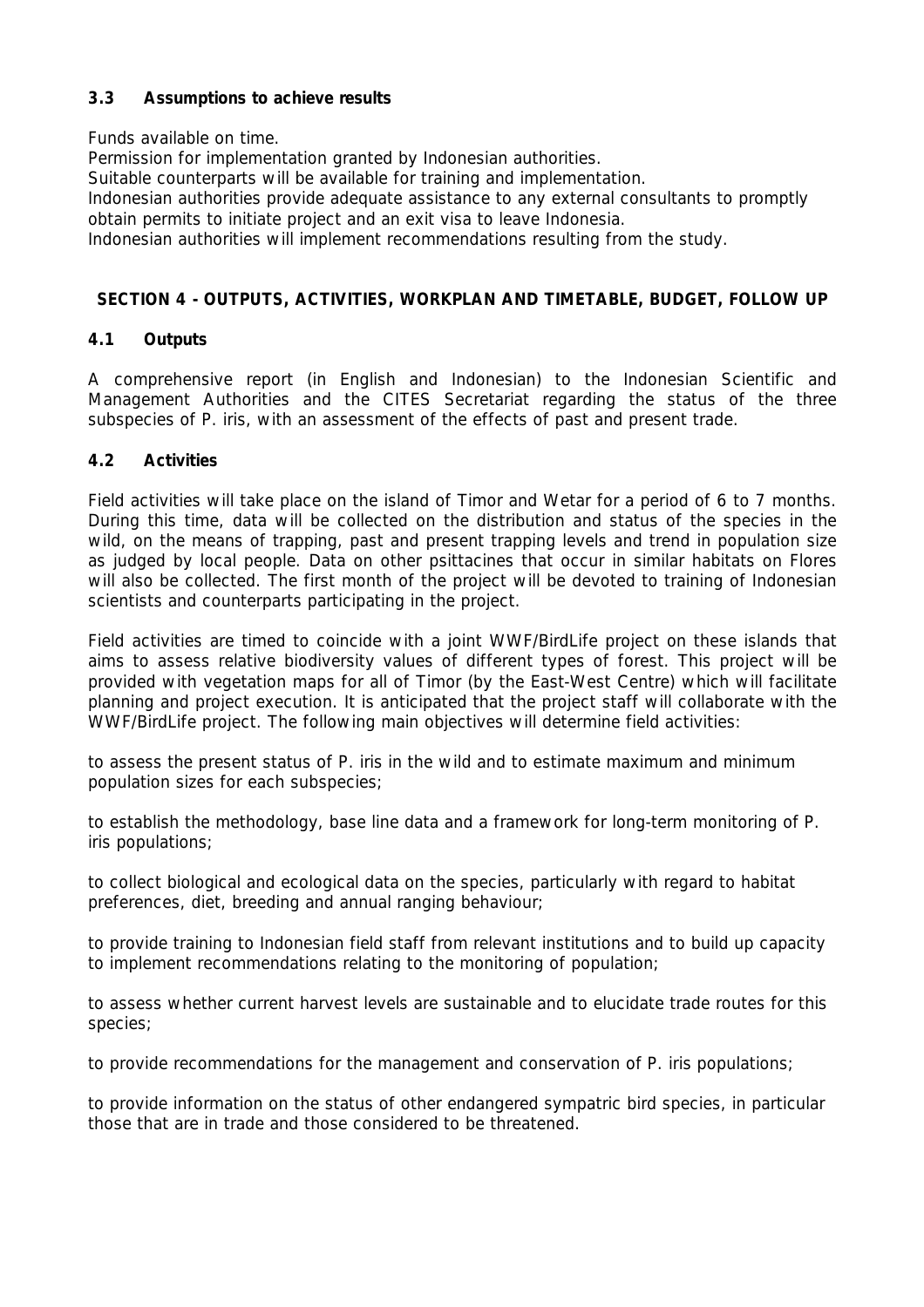### 3.3 Assumptions to achieve results

Funds available on time.
Permission for implementation granted by Indonesian authorities.
Suitable counterparts will be available for training and implementation.
Indonesian authorities provide adequate assistance to any external consultants to promptly obtain permits to initiate project and an exit visa to leave Indonesia.
Indonesian authorities will implement recommendations resulting from the study.

## SECTION 4 - OUTPUTS, ACTIVITIES, WORKPLAN AND TIMETABLE, BUDGET, FOLLOW UP

### 4.1 Outputs

A comprehensive report (in English and Indonesian) to the Indonesian Scientific and Management Authorities and the CITES Secretariat regarding the status of the three subspecies of P. iris, with an assessment of the effects of past and present trade.

### 4.2 Activities

Field activities will take place on the island of Timor and Wetar for a period of 6 to 7 months. During this time, data will be collected on the distribution and status of the species in the wild, on the means of trapping, past and present trapping levels and trend in population size as judged by local people. Data on other psittacines that occur in similar habitats on Flores will also be collected. The first month of the project will be devoted to training of Indonesian scientists and counterparts participating in the project.

Field activities are timed to coincide with a joint WWF/BirdLife project on these islands that aims to assess relative biodiversity values of different types of forest. This project will be provided with vegetation maps for all of Timor (by the East-West Centre) which will facilitate planning and project execution. It is anticipated that the project staff will collaborate with the WWF/BirdLife project. The following main objectives will determine field activities:

to assess the present status of P. iris in the wild and to estimate maximum and minimum population sizes for each subspecies;

to establish the methodology, base line data and a framework for long-term monitoring of P. iris populations;

to collect biological and ecological data on the species, particularly with regard to habitat preferences, diet, breeding and annual ranging behaviour;

to provide training to Indonesian field staff from relevant institutions and to build up capacity to implement recommendations relating to the monitoring of population;

to assess whether current harvest levels are sustainable and to elucidate trade routes for this species;

to provide recommendations for the management and conservation of P. iris populations;

to provide information on the status of other endangered sympatric bird species, in particular those that are in trade and those considered to be threatened.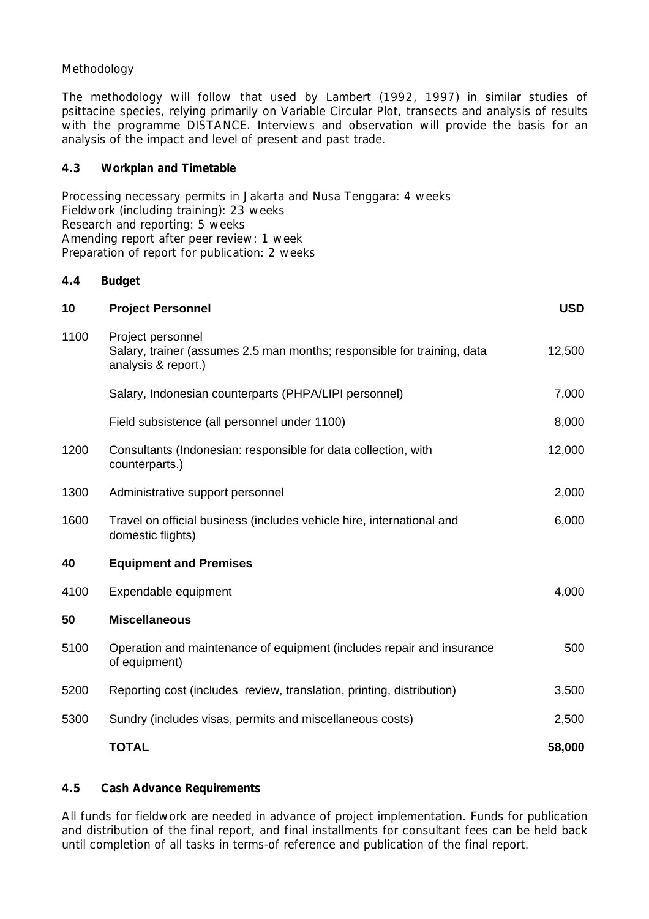Methodology

The methodology will follow that used by Lambert (1992, 1997) in similar studies of psittacine species, relying primarily on Variable Circular Plot, transects and analysis of results with the programme DISTANCE. Interviews and observation will provide the basis for an analysis of the impact and level of present and past trade.

### 4.3 Workplan and Timetable

Processing necessary permits in Jakarta and Nusa Tenggara: 4 weeks
Fieldwork (including training): 23 weeks
Research and reporting: 5 weeks
Amending report after peer review: 1 week
Preparation of report for publication: 2 weeks

### 4.4 Budget

| **10** | **Project Personnel** | **USD** |
|---|---|---|
| 1100 | Project personnel<br>Salary, trainer (assumes 2.5 man months; responsible for training, data analysis & report.) | 12,500 |
| | Salary, Indonesian counterparts (PHPA/LIPI personnel) | 7,000 |
| | Field subsistence (all personnel under 1100) | 8,000 |
| 1200 | Consultants (Indonesian: responsible for data collection, with counterparts.) | 12,000 |
| 1300 | Administrative support personnel | 2,000 |
| 1600 | Travel on official business (includes vehicle hire, international and domestic flights) | 6,000 |
| **40** | **Equipment and Premises** | |
| 4100 | Expendable equipment | 4,000 |
| **50** | **Miscellaneous** | |
| 5100 | Operation and maintenance of equipment (includes repair and insurance of equipment) | 500 |
| 5200 | Reporting cost (includes review, translation, printing, distribution) | 3,500 |
| 5300 | Sundry (includes visas, permits and miscellaneous costs) | 2,500 |
| | **TOTAL** | **58,000** |

### 4.5 Cash Advance Requirements

All funds for fieldwork are needed in advance of project implementation. Funds for publication and distribution of the final report, and final installments for consultant fees can be held back until completion of all tasks in terms-of reference and publication of the final report.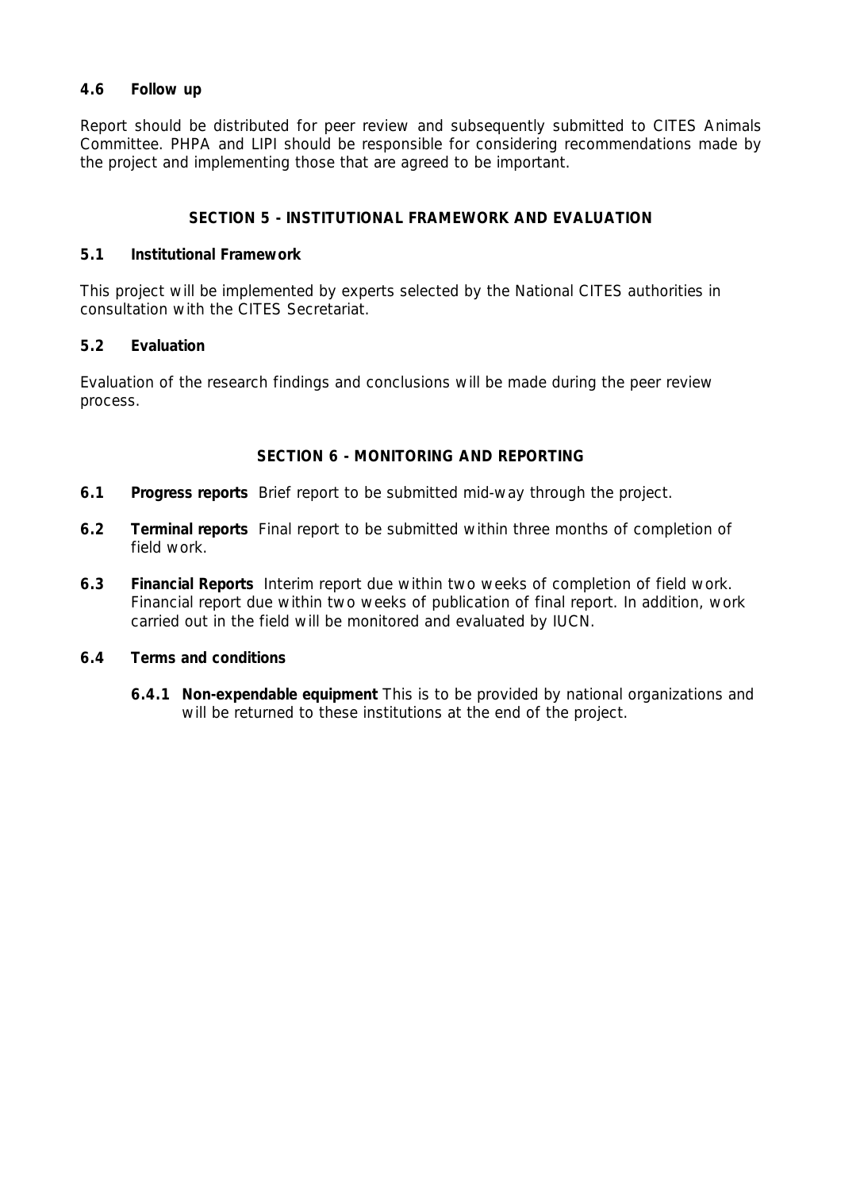### 4.6 Follow up

Report should be distributed for peer review and subsequently submitted to CITES Animals Committee. PHPA and LIPI should be responsible for considering recommendations made by the project and implementing those that are agreed to be important.

## SECTION 5 - INSTITUTIONAL FRAMEWORK AND EVALUATION

### 5.1 Institutional Framework

This project will be implemented by experts selected by the National CITES authorities in consultation with the CITES Secretariat.

### 5.2 Evaluation

Evaluation of the research findings and conclusions will be made during the peer review process.

## SECTION 6 - MONITORING AND REPORTING

**6.1 Progress reports** Brief report to be submitted mid-way through the project.

**6.2 Terminal reports** Final report to be submitted within three months of completion of field work.

**6.3 Financial Reports** Interim report due within two weeks of completion of field work. Financial report due within two weeks of publication of final report. In addition, work carried out in the field will be monitored and evaluated by IUCN.

**6.4 Terms and conditions**

**6.4.1 Non-expendable equipment** This is to be provided by national organizations and will be returned to these institutions at the end of the project.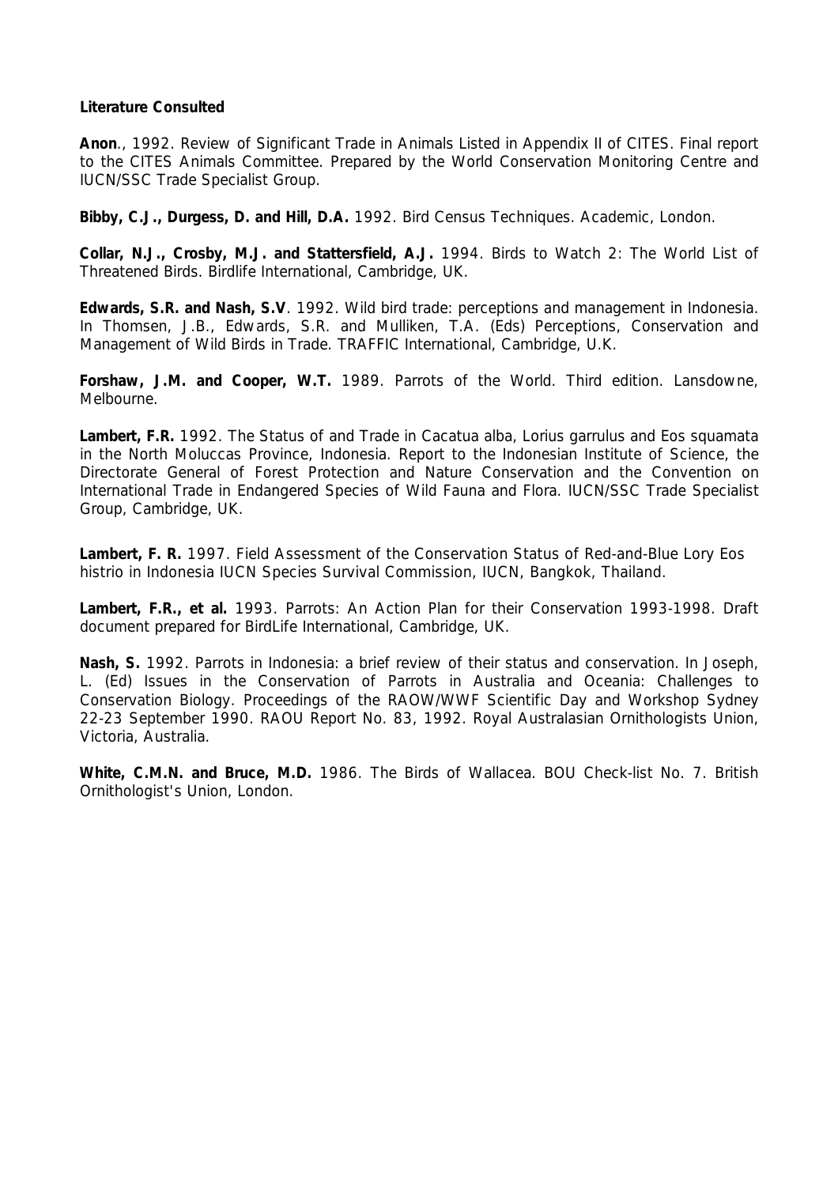**Literature Consulted**

**Anon**., 1992. Review of Significant Trade in Animals Listed in Appendix II of CITES. Final report to the CITES Animals Committee. Prepared by the World Conservation Monitoring Centre and IUCN/SSC Trade Specialist Group.

**Bibby, C.J., Durgess, D. and Hill, D.A.** 1992. Bird Census Techniques. Academic, London.

**Collar, N.J., Crosby, M.J. and Stattersfield, A.J.** 1994. Birds to Watch 2: The World List of Threatened Birds. Birdlife International, Cambridge, UK.

**Edwards, S.R. and Nash, S.V**. 1992. Wild bird trade: perceptions and management in Indonesia. In Thomsen, J.B., Edwards, S.R. and Mulliken, T.A. (Eds) Perceptions, Conservation and Management of Wild Birds in Trade. TRAFFIC International, Cambridge, U.K.

**Forshaw, J.M. and Cooper, W.T.** 1989. Parrots of the World. Third edition. Lansdowne, Melbourne.

**Lambert, F.R.** 1992. The Status of and Trade in Cacatua alba, Lorius garrulus and Eos squamata in the North Moluccas Province, Indonesia. Report to the Indonesian Institute of Science, the Directorate General of Forest Protection and Nature Conservation and the Convention on International Trade in Endangered Species of Wild Fauna and Flora. IUCN/SSC Trade Specialist Group, Cambridge, UK.

**Lambert, F. R.** 1997. Field Assessment of the Conservation Status of Red-and-Blue Lory Eos histrio in Indonesia IUCN Species Survival Commission, IUCN, Bangkok, Thailand.

**Lambert, F.R., et al.** 1993. Parrots: An Action Plan for their Conservation 1993-1998. Draft document prepared for BirdLife International, Cambridge, UK.

**Nash, S.** 1992. Parrots in Indonesia: a brief review of their status and conservation. In Joseph, L. (Ed) Issues in the Conservation of Parrots in Australia and Oceania: Challenges to Conservation Biology. Proceedings of the RAOW/WWF Scientific Day and Workshop Sydney 22-23 September 1990. RAOU Report No. 83, 1992. Royal Australasian Ornithologists Union, Victoria, Australia.

**White, C.M.N. and Bruce, M.D.** 1986. The Birds of Wallacea. BOU Check-list No. 7. British Ornithologist's Union, London.